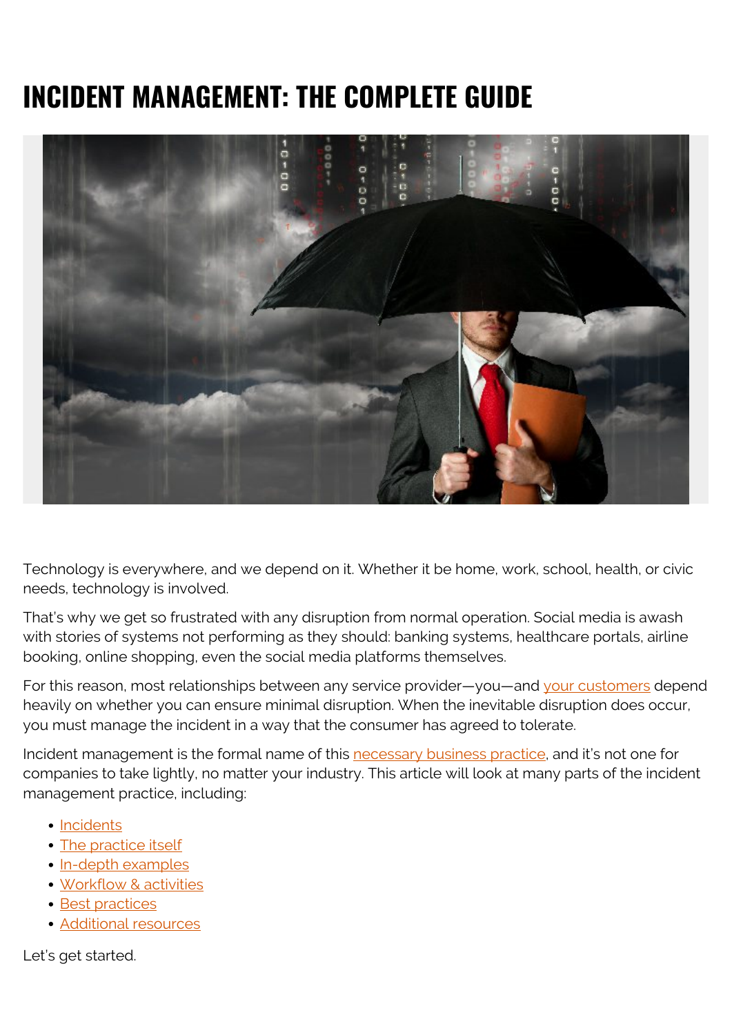# INCIDENT MANAGEMENT: THE COMPLETE GUIDE

Technology is everywhere, and we depend on it. Whether it be home, work, school, health, or civic needs, technology is involved.

That's why we get so frustrated with any disruption from normal operation. Social media is awash with stories of systems not performing as they should: banking systems, healthcare portals, airline booking, online shopping, even the social media platforms themselves.

For this reason, most relationships between any service provider—you—and your customers depend heavily on whether you can ensure minimal disruption. When the inevitable disruption does occur, you must manage the incident in a way that the consumer has agreed to tolerate.

Incident management is the formal name of this necessary business practice, and it's not one for companies to take lightly, no matter your industry. This article will look at many parts of the incident management practice, including:

- Incidents
- The practice itself
- In-depth examples
- Workflow & activities
- Best practices
- Additional resources

Let's get started.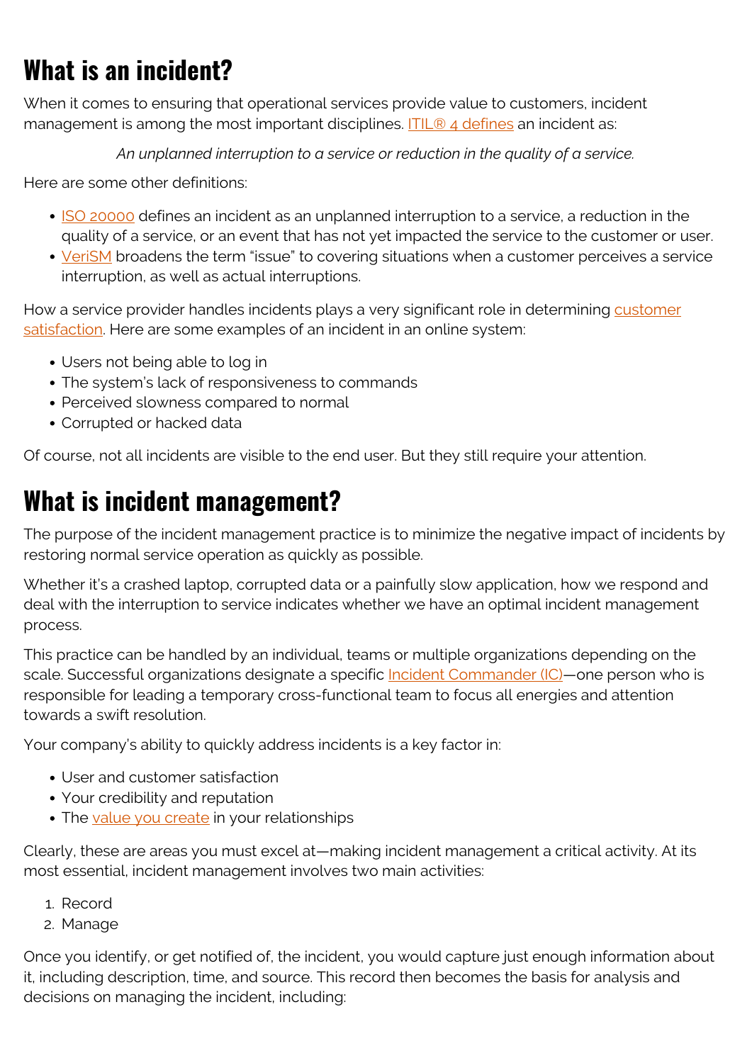## What is an incident?

When it comes to ensuring that operational services provide value to customers, incident management is among the most important disciplines. ITIL® 4 defines an incident as:

*An unplanned interruption to a service or reduction in the quality of a service.*

Here are some other definitions:

- ISO 20000 defines an incident as an unplanned interruption to a service, a reduction in the quality of a service, or an event that has not yet impacted the service to the customer or user.
- VeriSM broadens the term "issue" to covering situations when a customer perceives a service interruption, as well as actual interruptions.

How a service provider handles incidents plays a very significant role in determining customer satisfaction. Here are some examples of an incident in an online system:

- Users not being able to log in
- The system's lack of responsiveness to commands
- Perceived slowness compared to normal
- Corrupted or hacked data

Of course, not all incidents are visible to the end user. But they still require your attention.

## What is incident management?

The purpose of the incident management practice is to minimize the negative impact of incidents by restoring normal service operation as quickly as possible.

Whether it's a crashed laptop, corrupted data or a painfully slow application, how we respond and deal with the interruption to service indicates whether we have an optimal incident management process.

This practice can be handled by an individual, teams or multiple organizations depending on the scale. Successful organizations designate a specific Incident Commander (IC)—one person who is responsible for leading a temporary cross-functional team to focus all energies and attention towards a swift resolution.

Your company's ability to quickly address incidents is a key factor in:

- User and customer satisfaction
- Your credibility and reputation
- The value you create in your relationships

Clearly, these are areas you must excel at—making incident management a critical activity. At its most essential, incident management involves two main activities:

1. Record
2. Manage

Once you identify, or get notified of, the incident, you would capture just enough information about it, including description, time, and source. This record then becomes the basis for analysis and decisions on managing the incident, including: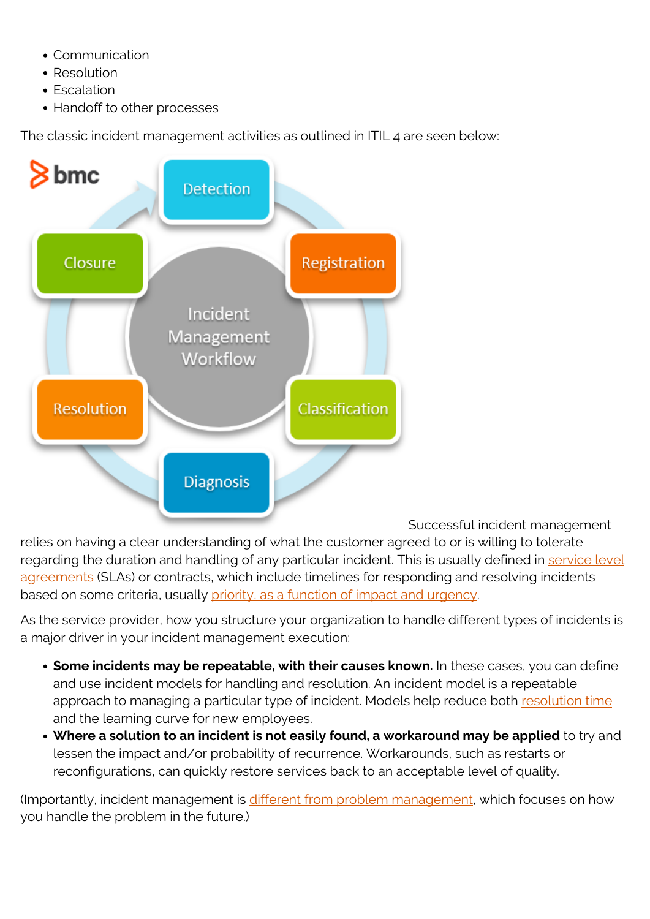- Communication
- Resolution
- Escalation
- Handoff to other processes

The classic incident management activities as outlined in ITIL 4 are seen below:

Successful incident management relies on having a clear understanding of what the customer agreed to or is willing to tolerate regarding the duration and handling of any particular incident. This is usually defined in service level agreements (SLAs) or contracts, which include timelines for responding and resolving incidents based on some criteria, usually priority, as a function of impact and urgency.

As the service provider, how you structure your organization to handle different types of incidents is a major driver in your incident management execution:

- **Some incidents may be repeatable, with their causes known.** In these cases, you can define and use incident models for handling and resolution. An incident model is a repeatable approach to managing a particular type of incident. Models help reduce both resolution time and the learning curve for new employees.
- **Where a solution to an incident is not easily found, a workaround may be applied** to try and lessen the impact and/or probability of recurrence. Workarounds, such as restarts or reconfigurations, can quickly restore services back to an acceptable level of quality.

(Importantly, incident management is different from problem management, which focuses on how you handle the problem in the future.)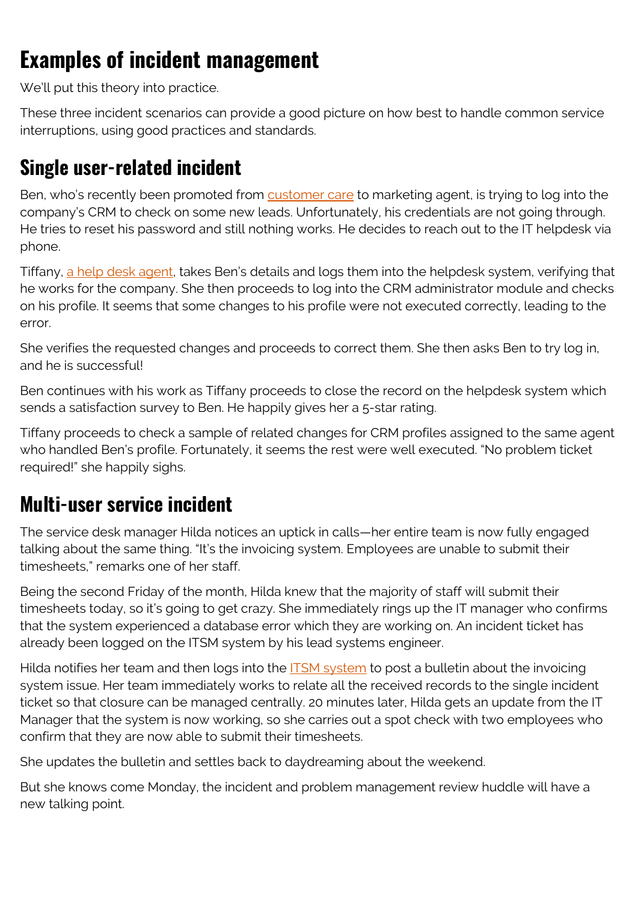# Examples of incident management

We'll put this theory into practice.

These three incident scenarios can provide a good picture on how best to handle common service interruptions, using good practices and standards.

## Single user-related incident

Ben, who's recently been promoted from customer care to marketing agent, is trying to log into the company's CRM to check on some new leads. Unfortunately, his credentials are not going through. He tries to reset his password and still nothing works. He decides to reach out to the IT helpdesk via phone.

Tiffany, a help desk agent, takes Ben's details and logs them into the helpdesk system, verifying that he works for the company. She then proceeds to log into the CRM administrator module and checks on his profile. It seems that some changes to his profile were not executed correctly, leading to the error.

She verifies the requested changes and proceeds to correct them. She then asks Ben to try log in, and he is successful!

Ben continues with his work as Tiffany proceeds to close the record on the helpdesk system which sends a satisfaction survey to Ben. He happily gives her a 5-star rating.

Tiffany proceeds to check a sample of related changes for CRM profiles assigned to the same agent who handled Ben's profile. Fortunately, it seems the rest were well executed. "No problem ticket required!" she happily sighs.

## Multi-user service incident

The service desk manager Hilda notices an uptick in calls—her entire team is now fully engaged talking about the same thing. "It's the invoicing system. Employees are unable to submit their timesheets," remarks one of her staff.

Being the second Friday of the month, Hilda knew that the majority of staff will submit their timesheets today, so it's going to get crazy. She immediately rings up the IT manager who confirms that the system experienced a database error which they are working on. An incident ticket has already been logged on the ITSM system by his lead systems engineer.

Hilda notifies her team and then logs into the ITSM system to post a bulletin about the invoicing system issue. Her team immediately works to relate all the received records to the single incident ticket so that closure can be managed centrally. 20 minutes later, Hilda gets an update from the IT Manager that the system is now working, so she carries out a spot check with two employees who confirm that they are now able to submit their timesheets.

She updates the bulletin and settles back to daydreaming about the weekend.

But she knows come Monday, the incident and problem management review huddle will have a new talking point.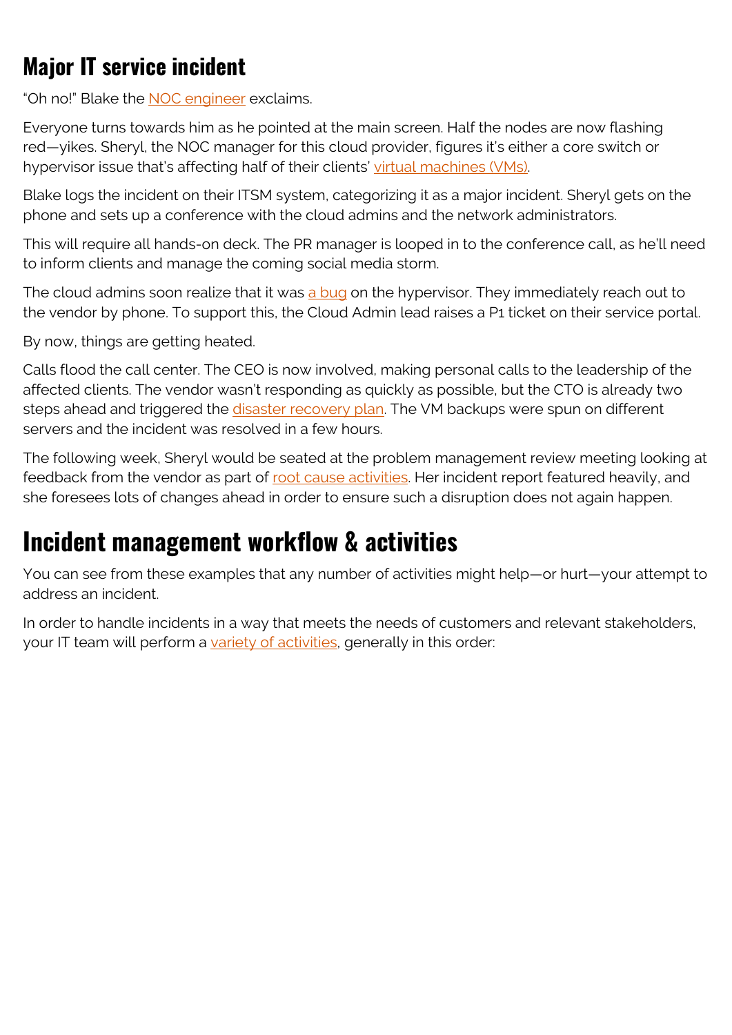## Major IT service incident

"Oh no!" Blake the NOC engineer exclaims.

Everyone turns towards him as he pointed at the main screen. Half the nodes are now flashing red—yikes. Sheryl, the NOC manager for this cloud provider, figures it's either a core switch or hypervisor issue that's affecting half of their clients' virtual machines (VMs).

Blake logs the incident on their ITSM system, categorizing it as a major incident. Sheryl gets on the phone and sets up a conference with the cloud admins and the network administrators.

This will require all hands-on deck. The PR manager is looped in to the conference call, as he'll need to inform clients and manage the coming social media storm.

The cloud admins soon realize that it was a bug on the hypervisor. They immediately reach out to the vendor by phone. To support this, the Cloud Admin lead raises a P1 ticket on their service portal.

By now, things are getting heated.

Calls flood the call center. The CEO is now involved, making personal calls to the leadership of the affected clients. The vendor wasn't responding as quickly as possible, but the CTO is already two steps ahead and triggered the disaster recovery plan. The VM backups were spun on different servers and the incident was resolved in a few hours.

The following week, Sheryl would be seated at the problem management review meeting looking at feedback from the vendor as part of root cause activities. Her incident report featured heavily, and she foresees lots of changes ahead in order to ensure such a disruption does not again happen.

## Incident management workflow & activities

You can see from these examples that any number of activities might help—or hurt—your attempt to address an incident.

In order to handle incidents in a way that meets the needs of customers and relevant stakeholders, your IT team will perform a variety of activities, generally in this order: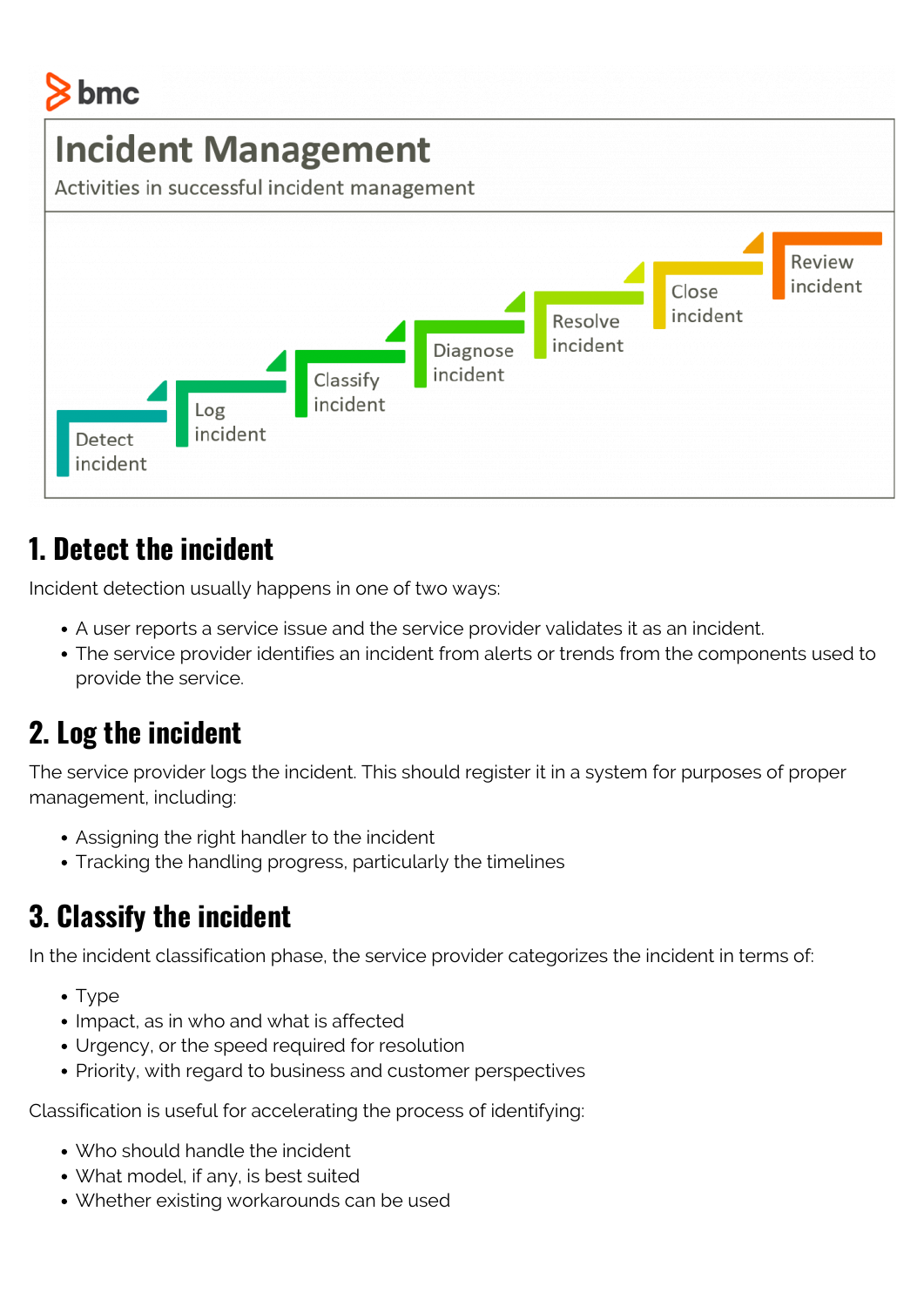bmc

# Incident Management

Activities in successful incident management

Detect incident → Log incident → Classify incident → Diagnose incident → Resolve incident → Close incident → Review incident

## 1. Detect the incident

Incident detection usually happens in one of two ways:

- A user reports a service issue and the service provider validates it as an incident.
- The service provider identifies an incident from alerts or trends from the components used to provide the service.

## 2. Log the incident

The service provider logs the incident. This should register it in a system for purposes of proper management, including:

- Assigning the right handler to the incident
- Tracking the handling progress, particularly the timelines

## 3. Classify the incident

In the incident classification phase, the service provider categorizes the incident in terms of:

- Type
- Impact, as in who and what is affected
- Urgency, or the speed required for resolution
- Priority, with regard to business and customer perspectives

Classification is useful for accelerating the process of identifying:

- Who should handle the incident
- What model, if any, is best suited
- Whether existing workarounds can be used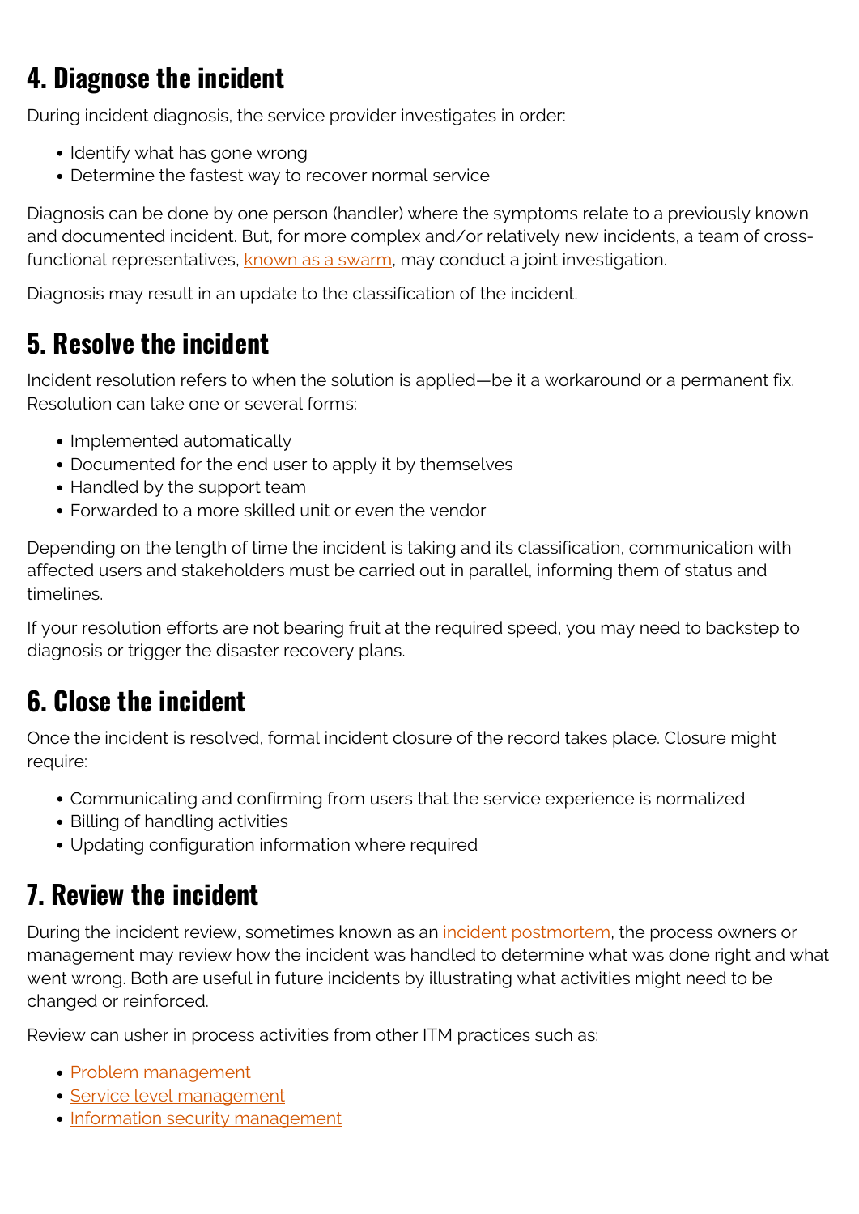## 4. Diagnose the incident

During incident diagnosis, the service provider investigates in order:

- Identify what has gone wrong
- Determine the fastest way to recover normal service

Diagnosis can be done by one person (handler) where the symptoms relate to a previously known and documented incident. But, for more complex and/or relatively new incidents, a team of cross-functional representatives, known as a swarm, may conduct a joint investigation.

Diagnosis may result in an update to the classification of the incident.

## 5. Resolve the incident

Incident resolution refers to when the solution is applied—be it a workaround or a permanent fix. Resolution can take one or several forms:

- Implemented automatically
- Documented for the end user to apply it by themselves
- Handled by the support team
- Forwarded to a more skilled unit or even the vendor

Depending on the length of time the incident is taking and its classification, communication with affected users and stakeholders must be carried out in parallel, informing them of status and timelines.

If your resolution efforts are not bearing fruit at the required speed, you may need to backstep to diagnosis or trigger the disaster recovery plans.

## 6. Close the incident

Once the incident is resolved, formal incident closure of the record takes place. Closure might require:

- Communicating and confirming from users that the service experience is normalized
- Billing of handling activities
- Updating configuration information where required

## 7. Review the incident

During the incident review, sometimes known as an incident postmortem, the process owners or management may review how the incident was handled to determine what was done right and what went wrong. Both are useful in future incidents by illustrating what activities might need to be changed or reinforced.

Review can usher in process activities from other ITM practices such as:

- Problem management
- Service level management
- Information security management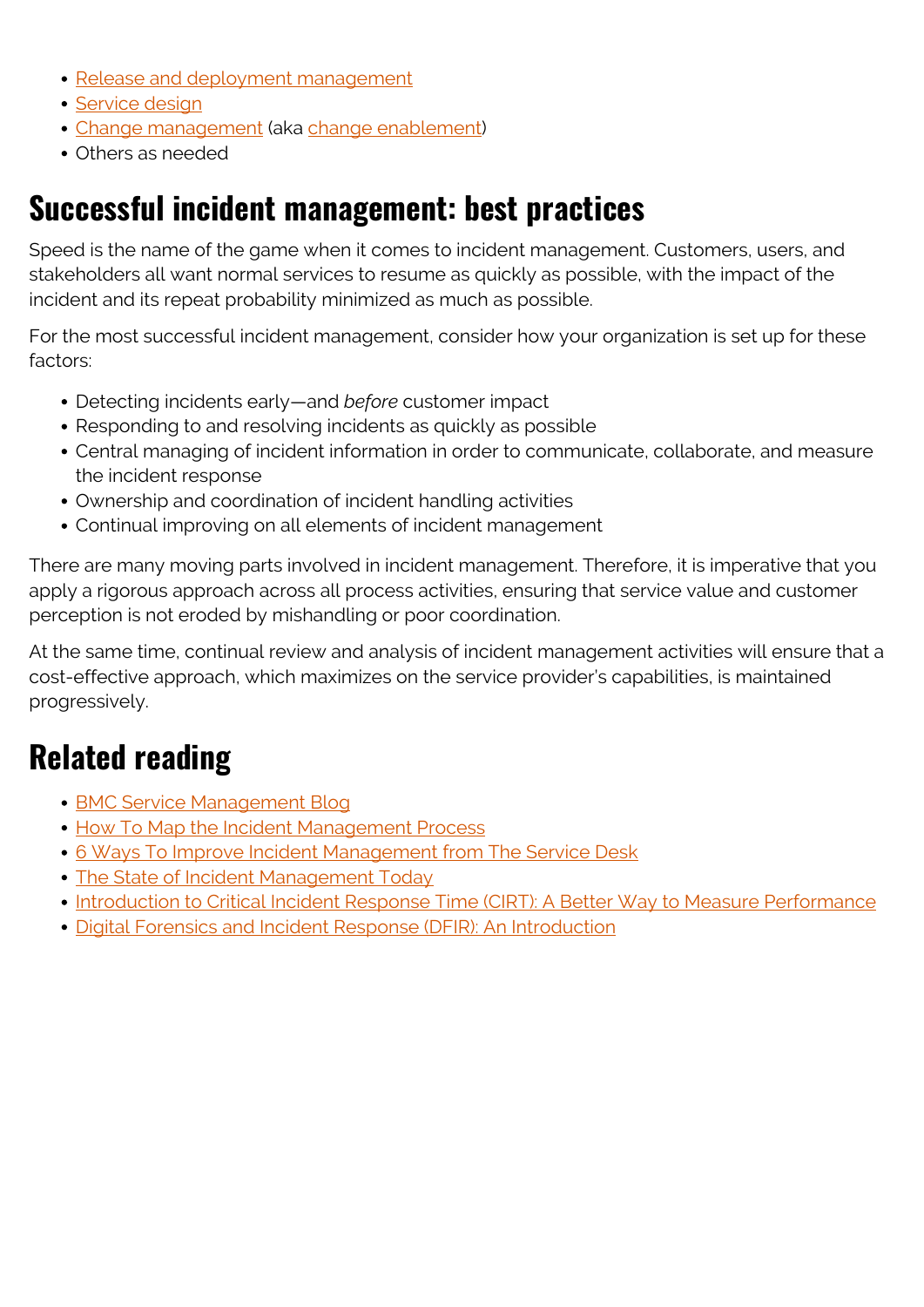- Release and deployment management
- Service design
- Change management (aka change enablement)
- Others as needed

## Successful incident management: best practices

Speed is the name of the game when it comes to incident management. Customers, users, and stakeholders all want normal services to resume as quickly as possible, with the impact of the incident and its repeat probability minimized as much as possible.

For the most successful incident management, consider how your organization is set up for these factors:

- Detecting incidents early—and *before* customer impact
- Responding to and resolving incidents as quickly as possible
- Central managing of incident information in order to communicate, collaborate, and measure the incident response
- Ownership and coordination of incident handling activities
- Continual improving on all elements of incident management

There are many moving parts involved in incident management. Therefore, it is imperative that you apply a rigorous approach across all process activities, ensuring that service value and customer perception is not eroded by mishandling or poor coordination.

At the same time, continual review and analysis of incident management activities will ensure that a cost-effective approach, which maximizes on the service provider's capabilities, is maintained progressively.

## Related reading

- BMC Service Management Blog
- How To Map the Incident Management Process
- 6 Ways To Improve Incident Management from The Service Desk
- The State of Incident Management Today
- Introduction to Critical Incident Response Time (CIRT): A Better Way to Measure Performance
- Digital Forensics and Incident Response (DFIR): An Introduction